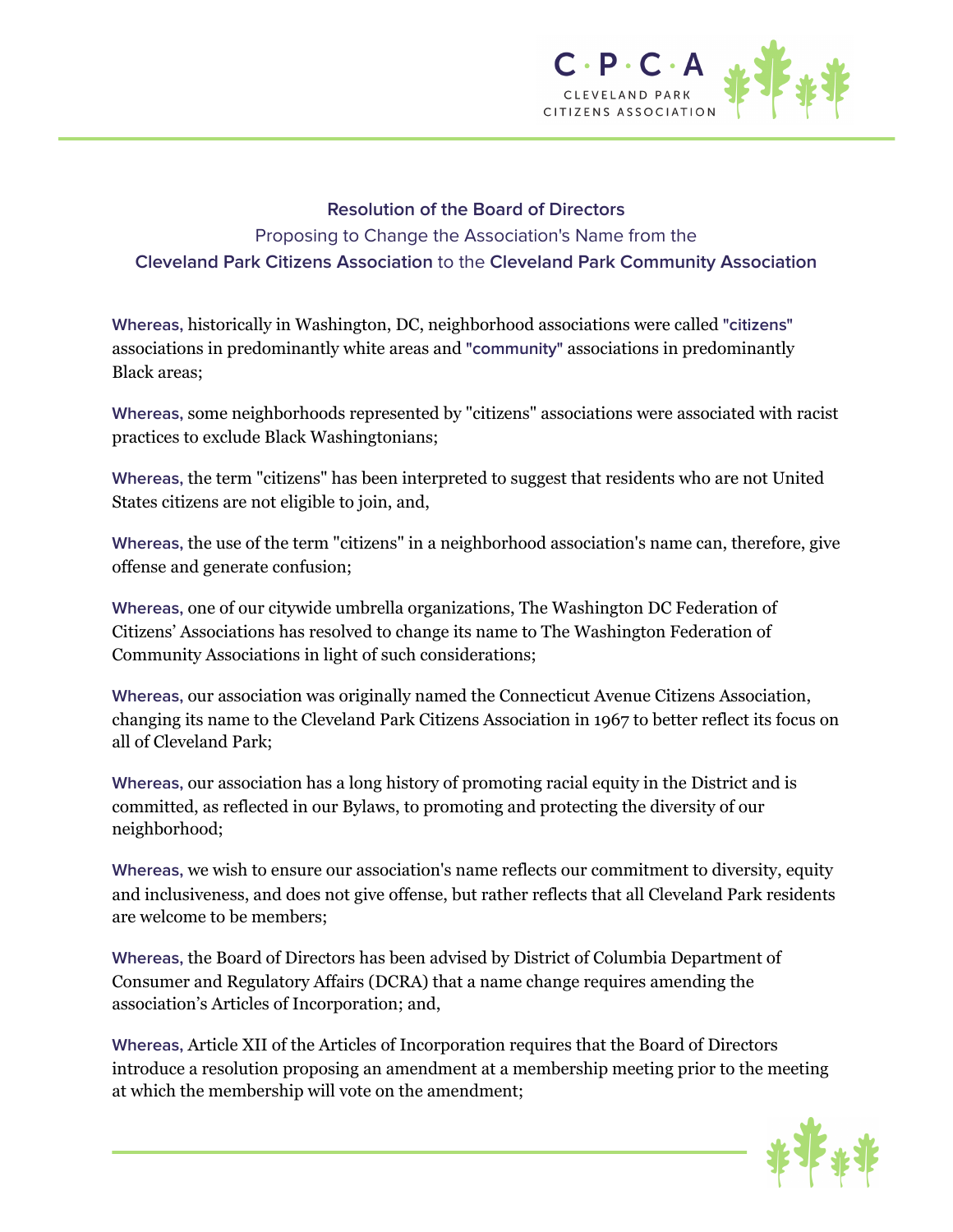**Resolution of the Board of Directors**

Proposing to Change the Association's Name from the

**Cleveland Park Citizens Association** to the **Cleveland Park Community Association**

**Whereas,** historically in Washington, DC, neighborhood associations were called "citizens" associations in predominantly white areas and "community" associations in predominantly Black areas;

**Whereas,** some neighborhoods represented by "citizens" associations were associated with racist practices to exclude Black Washingtonians;

**Whereas,** the term "citizens" has been interpreted to suggest that residents who are not United States citizens are not eligible to join, and,

**Whereas,** the use of the term "citizens" in a neighborhood association's name can, therefore, give offense and generate confusion;

**Whereas,** one of our citywide umbrella organizations, The Washington DC Federation of Citizens' Associations has resolved to change its name to The Washington Federation of Community Associations in light of such considerations;

**Whereas,** our association was originally named the Connecticut Avenue Citizens Association, changing its name to the Cleveland Park Citizens Association in 1967 to better reflect its focus on all of Cleveland Park;

**Whereas,** our association has a long history of promoting racial equity in the District and is committed, as reflected in our Bylaws, to promoting and protecting the diversity of our neighborhood;

**Whereas,** we wish to ensure our association's name reflects our commitment to diversity, equity and inclusiveness, and does not give offense, but rather reflects that all Cleveland Park residents are welcome to be members;

**Whereas,** the Board of Directors has been advised by District of Columbia Department of Consumer and Regulatory Affairs (DCRA) that a name change requires amending the association's Articles of Incorporation; and,

**Whereas,** Article XII of the Articles of Incorporation requires that the Board of Directors introduce a resolution proposing an amendment at a membership meeting prior to the meeting at which the membership will vote on the amendment;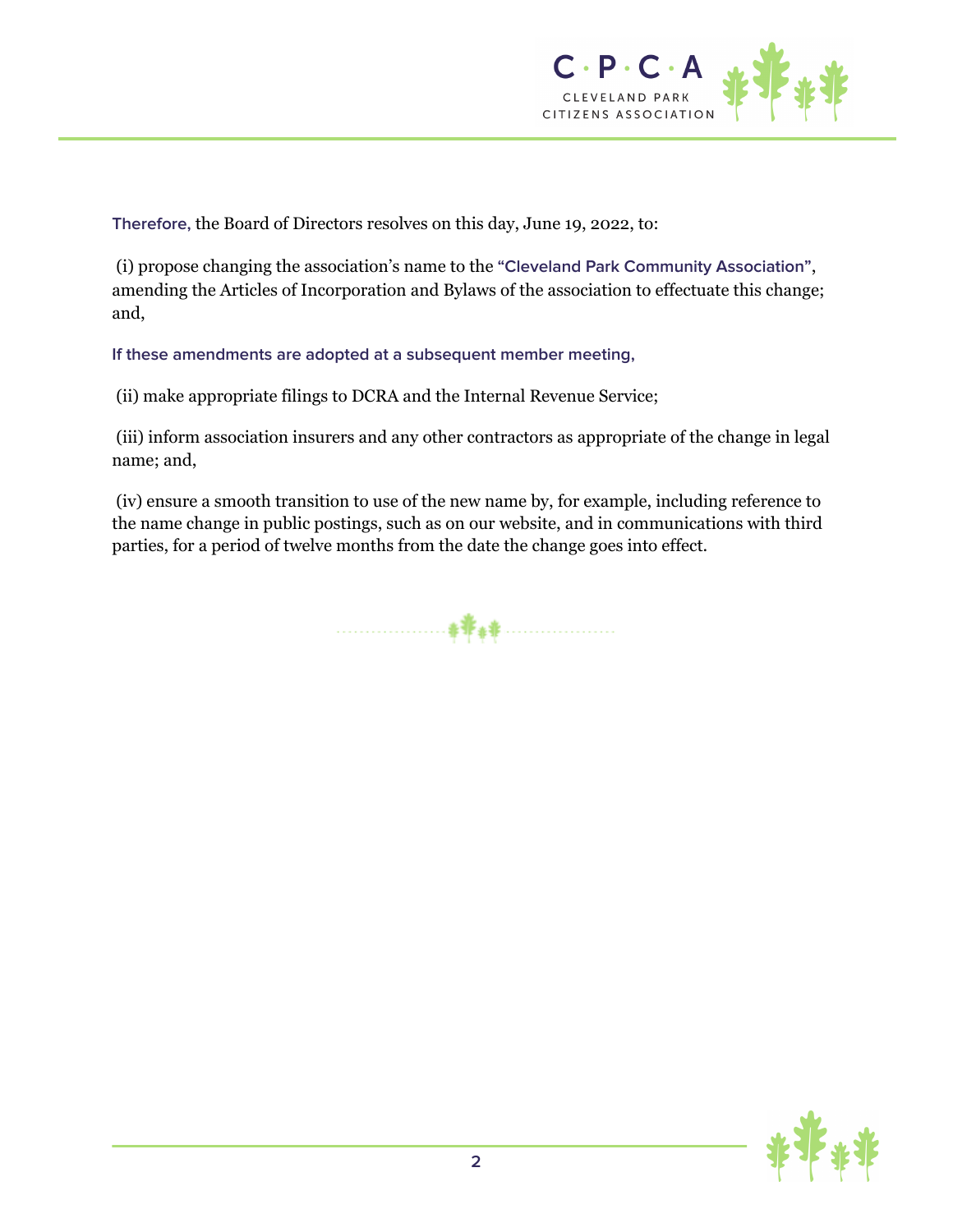**Therefore,** the Board of Directors resolves on this day, June 19, 2022, to:

(i) propose changing the association's name to the **"Cleveland Park Community Association"**, amending the Articles of Incorporation and Bylaws of the association to effectuate this change; and,

**If these amendments are adopted at a subsequent member meeting,**

(ii) make appropriate filings to DCRA and the Internal Revenue Service;

(iii) inform association insurers and any other contractors as appropriate of the change in legal name; and,

(iv) ensure a smooth transition to use of the new name by, for example, including reference to the name change in public postings, such as on our website, and in communications with third parties, for a period of twelve months from the date the change goes into effect.